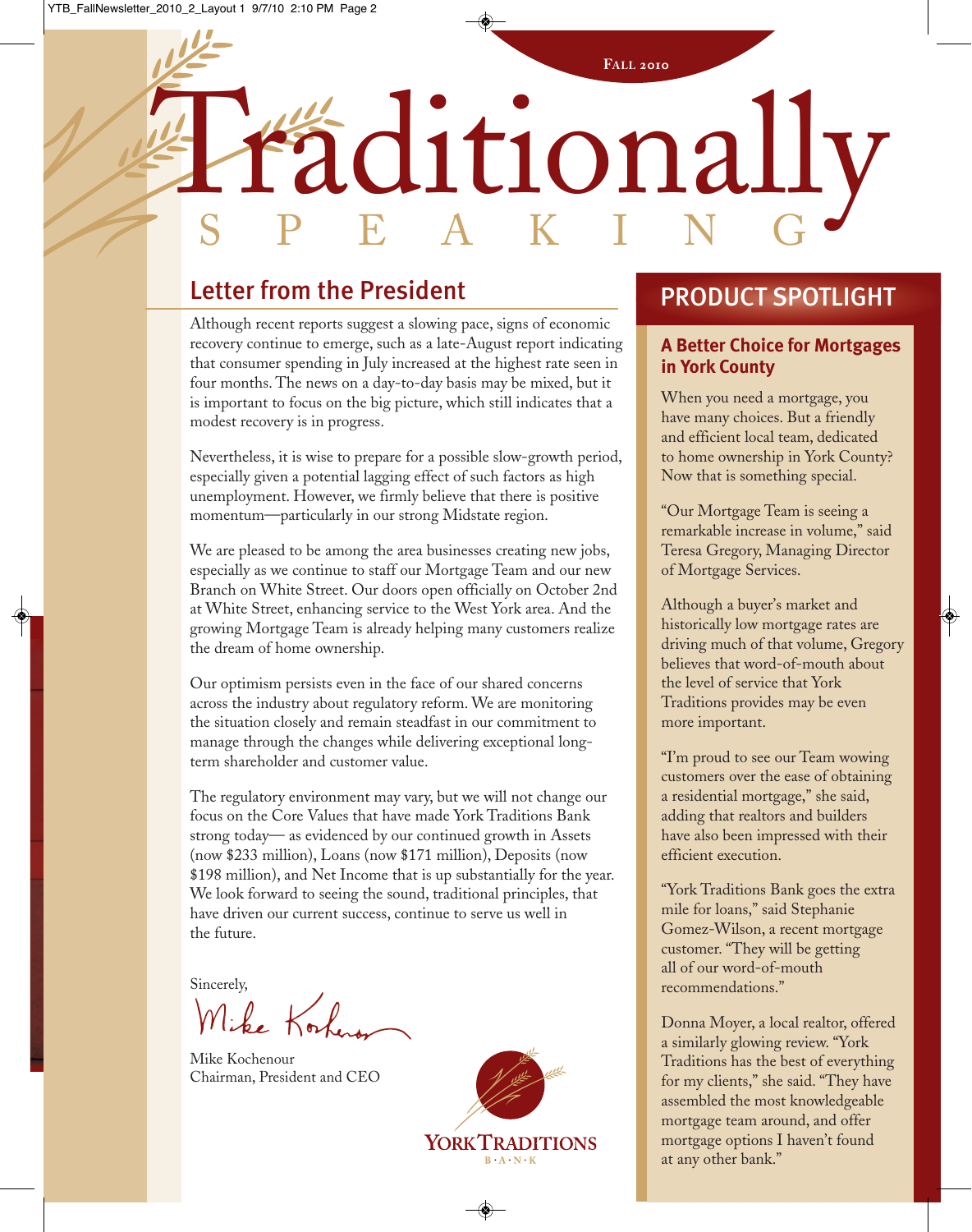Fall 2010

# Traditionally Speaking

## Letter from the President

Although recent reports suggest a slowing pace, signs of economic recovery continue to emerge, such as a late-August report indicating that consumer spending in July increased at the highest rate seen in four months. The news on a day-to-day basis may be mixed, but it is important to focus on the big picture, which still indicates that a modest recovery is in progress.

Nevertheless, it is wise to prepare for a possible slow-growth period, especially given a potential lagging effect of such factors as high unemployment. However, we firmly believe that there is positive momentum—particularly in our strong Midstate region.

We are pleased to be among the area businesses creating new jobs, especially as we continue to staff our Mortgage Team and our new Branch on White Street. Our doors open officially on October 2nd at White Street, enhancing service to the West York area. And the growing Mortgage Team is already helping many customers realize the dream of home ownership.

Our optimism persists even in the face of our shared concerns across the industry about regulatory reform. We are monitoring the situation closely and remain steadfast in our commitment to manage through the changes while delivering exceptional long-term shareholder and customer value.

The regulatory environment may vary, but we will not change our focus on the Core Values that have made York Traditions Bank strong today— as evidenced by our continued growth in Assets (now $233 million), Loans (now $171 million), Deposits (now $198 million), and Net Income that is up substantially for the year. We look forward to seeing the sound, traditional principles, that have driven our current success, continue to serve us well in the future.

Sincerely,

Mike Kochenour
Chairman, President and CEO

York Traditions Bank

## Product Spotlight

### A Better Choice for Mortgages in York County

When you need a mortgage, you have many choices. But a friendly and efficient local team, dedicated to home ownership in York County? Now that is something special.

"Our Mortgage Team is seeing a remarkable increase in volume," said Teresa Gregory, Managing Director of Mortgage Services.

Although a buyer's market and historically low mortgage rates are driving much of that volume, Gregory believes that word-of-mouth about the level of service that York Traditions provides may be even more important.

"I'm proud to see our Team wowing customers over the ease of obtaining a residential mortgage," she said, adding that realtors and builders have also been impressed with their efficient execution.

"York Traditions Bank goes the extra mile for loans," said Stephanie Gomez-Wilson, a recent mortgage customer. "They will be getting all of our word-of-mouth recommendations."

Donna Moyer, a local realtor, offered a similarly glowing review. "York Traditions has the best of everything for my clients," she said. "They have assembled the most knowledgeable mortgage team around, and offer mortgage options I haven't found at any other bank."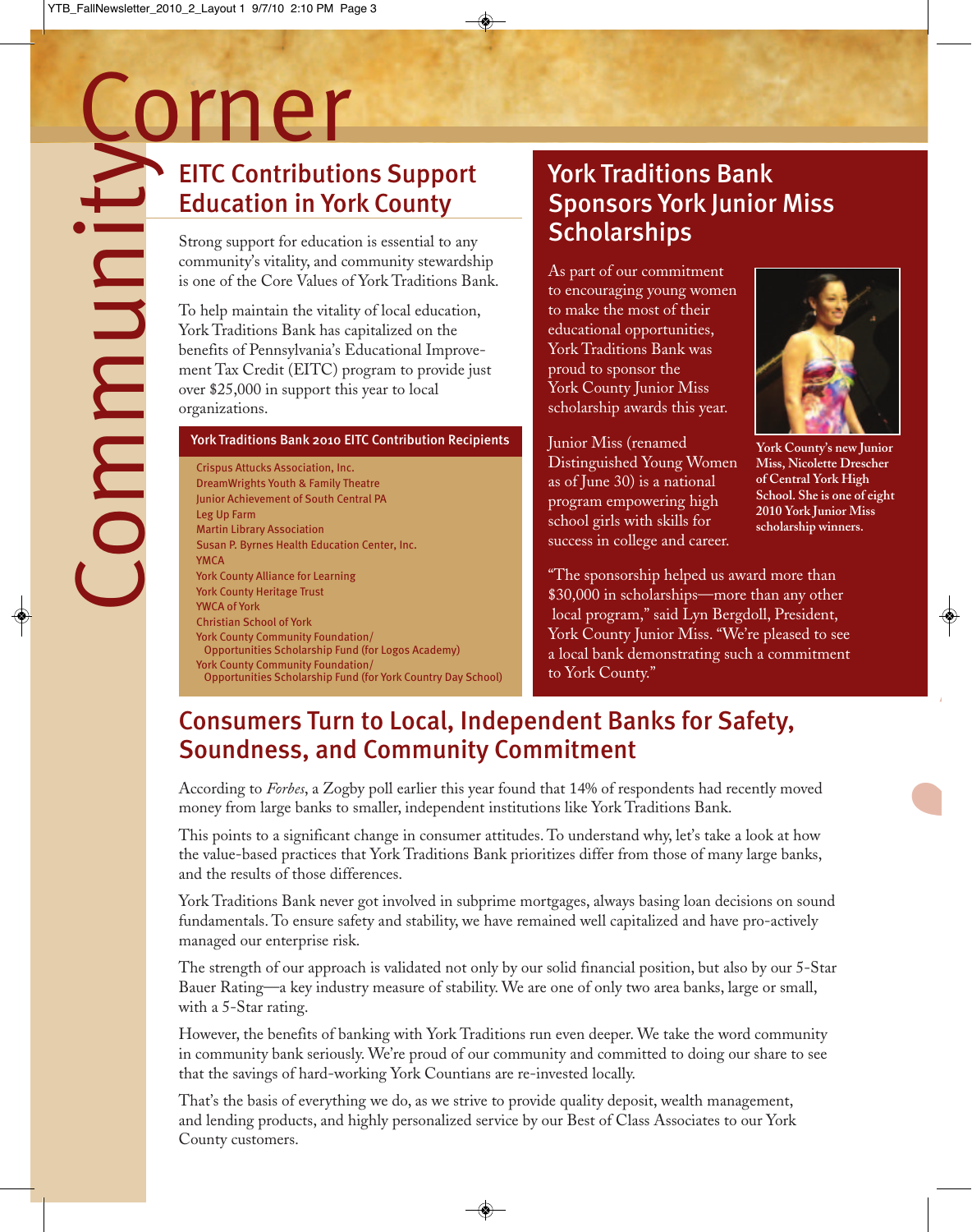# Community Corner

## EITC Contributions Support Education in York County

Strong support for education is essential to any community's vitality, and community stewardship is one of the Core Values of York Traditions Bank.

To help maintain the vitality of local education, York Traditions Bank has capitalized on the benefits of Pennsylvania's Educational Improvement Tax Credit (EITC) program to provide just over $25,000 in support this year to local organizations.

### York Traditions Bank 2010 EITC Contribution Recipients

- Crispus Attucks Association, Inc.
- DreamWrights Youth & Family Theatre
- Junior Achievement of South Central PA
- Leg Up Farm
- Martin Library Association
- Susan P. Byrnes Health Education Center, Inc.
- YMCA
- York County Alliance for Learning
- York County Heritage Trust
- YWCA of York
- Christian School of York
- York County Community Foundation/ Opportunities Scholarship Fund (for Logos Academy)
- York County Community Foundation/ Opportunities Scholarship Fund (for York Country Day School)

## York Traditions Bank Sponsors York Junior Miss Scholarships

As part of our commitment to encouraging young women to make the most of their educational opportunities, York Traditions Bank was proud to sponsor the York County Junior Miss scholarship awards this year.

Junior Miss (renamed Distinguished Young Women as of June 30) is a national program empowering high school girls with skills for success in college and career.

**York County's new Junior Miss, Nicolette Drescher of Central York High School. She is one of eight 2010 York Junior Miss scholarship winners.**

"The sponsorship helped us award more than $30,000 in scholarships—more than any other local program," said Lyn Bergdoll, President, York County Junior Miss. "We're pleased to see a local bank demonstrating such a commitment to York County."

## Consumers Turn to Local, Independent Banks for Safety, Soundness, and Community Commitment

According to *Forbes*, a Zogby poll earlier this year found that 14% of respondents had recently moved money from large banks to smaller, independent institutions like York Traditions Bank.

This points to a significant change in consumer attitudes. To understand why, let's take a look at how the value-based practices that York Traditions Bank prioritizes differ from those of many large banks, and the results of those differences.

York Traditions Bank never got involved in subprime mortgages, always basing loan decisions on sound fundamentals. To ensure safety and stability, we have remained well capitalized and have pro-actively managed our enterprise risk.

The strength of our approach is validated not only by our solid financial position, but also by our 5-Star Bauer Rating—a key industry measure of stability. We are one of only two area banks, large or small, with a 5-Star rating.

However, the benefits of banking with York Traditions run even deeper. We take the word community in community bank seriously. We're proud of our community and committed to doing our share to see that the savings of hard-working York Countians are re-invested locally.

That's the basis of everything we do, as we strive to provide quality deposit, wealth management, and lending products, and highly personalized service by our Best of Class Associates to our York County customers.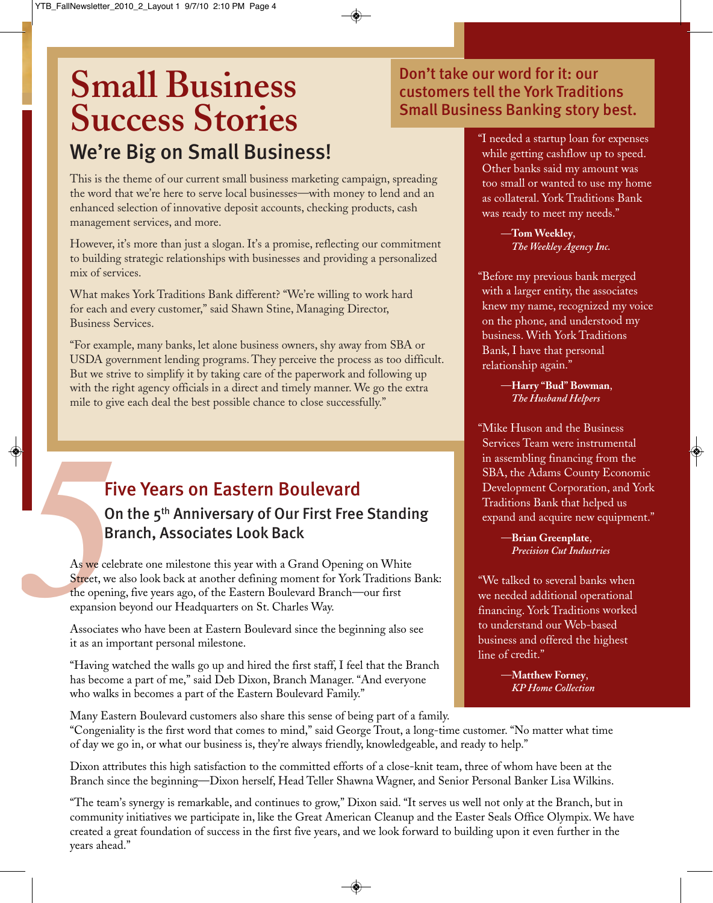# Small Business Success Stories

## We're Big on Small Business!

This is the theme of our current small business marketing campaign, spreading the word that we're here to serve local businesses—with money to lend and an enhanced selection of innovative deposit accounts, checking products, cash management services, and more.

However, it's more than just a slogan. It's a promise, reflecting our commitment to building strategic relationships with businesses and providing a personalized mix of services.

What makes York Traditions Bank different? "We're willing to work hard for each and every customer," said Shawn Stine, Managing Director, Business Services.

"For example, many banks, let alone business owners, shy away from SBA or USDA government lending programs. They perceive the process as too difficult. But we strive to simplify it by taking care of the paperwork and following up with the right agency officials in a direct and timely manner. We go the extra mile to give each deal the best possible chance to close successfully."

### Don't take our word for it: our customers tell the York Traditions Small Business Banking story best.

"I needed a startup loan for expenses while getting cashflow up to speed. Other banks said my amount was too small or wanted to use my home as collateral. York Traditions Bank was ready to meet my needs."

—**Tom Weekley**, *The Weekley Agency Inc.*

"Before my previous bank merged with a larger entity, the associates knew my name, recognized my voice on the phone, and understood my business. With York Traditions Bank, I have that personal relationship again."

—**Harry "Bud" Bowman**, *The Husband Helpers*

"Mike Huson and the Business Services Team were instrumental in assembling financing from the SBA, the Adams County Economic Development Corporation, and York Traditions Bank that helped us expand and acquire new equipment."

—**Brian Greenplate**, *Precision Cut Industries*

"We talked to several banks when we needed additional operational financing. York Traditions worked to understand our Web-based business and offered the highest line of credit."

—**Matthew Forney**, *KP Home Collection*

## Five Years on Eastern Boulevard

### On the 5th Anniversary of Our First Free Standing Branch, Associates Look Back

As we celebrate one milestone this year with a Grand Opening on White Street, we also look back at another defining moment for York Traditions Bank: the opening, five years ago, of the Eastern Boulevard Branch—our first expansion beyond our Headquarters on St. Charles Way.

Associates who have been at Eastern Boulevard since the beginning also see it as an important personal milestone.

"Having watched the walls go up and hired the first staff, I feel that the Branch has become a part of me," said Deb Dixon, Branch Manager. "And everyone who walks in becomes a part of the Eastern Boulevard Family."

Many Eastern Boulevard customers also share this sense of being part of a family. "Congeniality is the first word that comes to mind," said George Trout, a long-time customer. "No matter what time of day we go in, or what our business is, they're always friendly, knowledgeable, and ready to help."

Dixon attributes this high satisfaction to the committed efforts of a close-knit team, three of whom have been at the Branch since the beginning—Dixon herself, Head Teller Shawna Wagner, and Senior Personal Banker Lisa Wilkins.

"The team's synergy is remarkable, and continues to grow," Dixon said. "It serves us well not only at the Branch, but in community initiatives we participate in, like the Great American Cleanup and the Easter Seals Office Olympix. We have created a great foundation of success in the first five years, and we look forward to building upon it even further in the years ahead."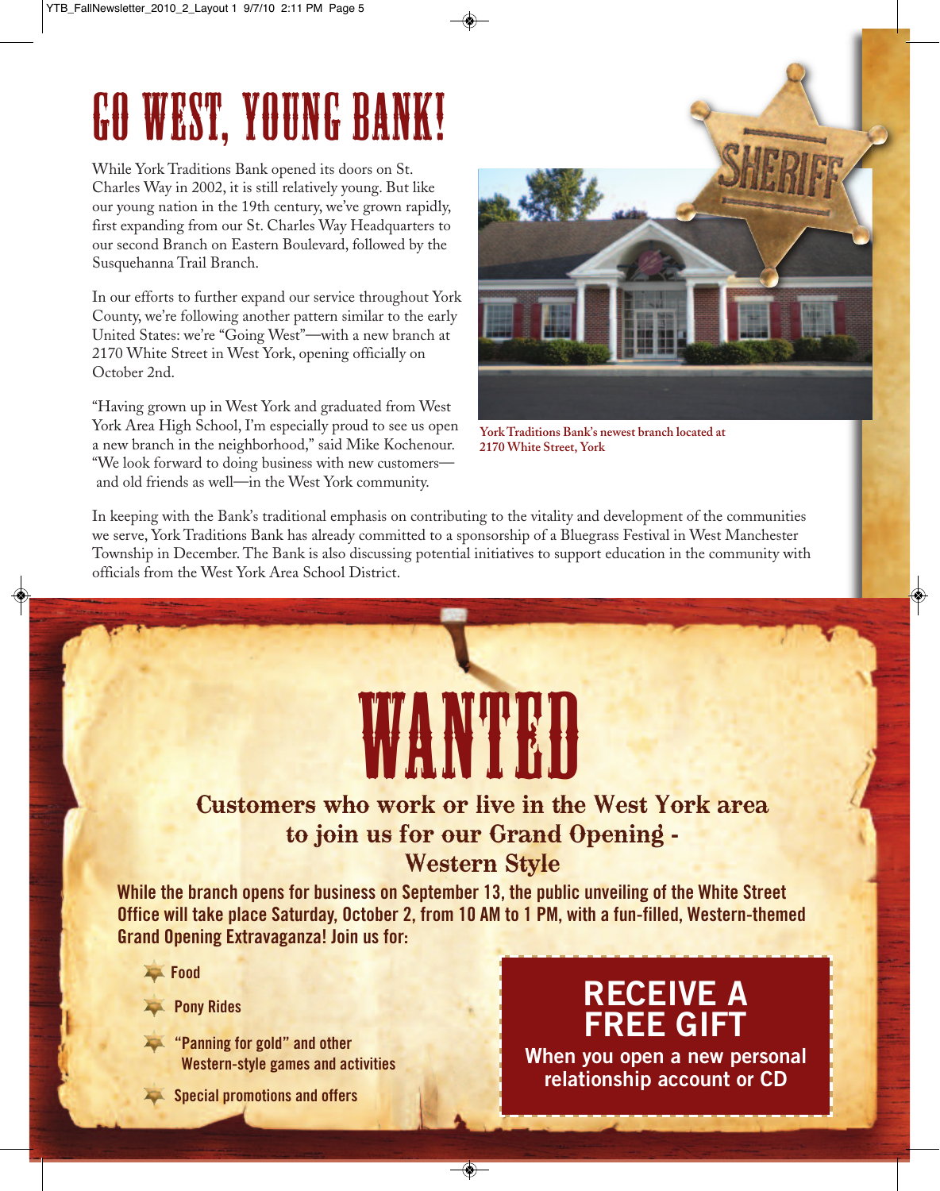# GO WEST, YOUNG BANK!

While York Traditions Bank opened its doors on St. Charles Way in 2002, it is still relatively young. But like our young nation in the 19th century, we've grown rapidly, first expanding from our St. Charles Way Headquarters to our second Branch on Eastern Boulevard, followed by the Susquehanna Trail Branch.

In our efforts to further expand our service throughout York County, we're following another pattern similar to the early United States: we're "Going West"—with a new branch at 2170 White Street in West York, opening officially on October 2nd.

"Having grown up in West York and graduated from West York Area High School, I'm especially proud to see us open a new branch in the neighborhood," said Mike Kochenour. "We look forward to doing business with new customers—and old friends as well—in the West York community.

York Traditions Bank's newest branch located at 2170 White Street, York

In keeping with the Bank's traditional emphasis on contributing to the vitality and development of the communities we serve, York Traditions Bank has already committed to a sponsorship of a Bluegrass Festival in West Manchester Township in December. The Bank is also discussing potential initiatives to support education in the community with officials from the West York Area School District.

# WANTED

## Customers who work or live in the West York area to join us for our Grand Opening - Western Style

**While the branch opens for business on September 13, the public unveiling of the White Street Office will take place Saturday, October 2, from 10 AM to 1 PM, with a fun-filled, Western-themed Grand Opening Extravaganza! Join us for:**

- Food
- Pony Rides
- "Panning for gold" and other Western-style games and activities
- Special promotions and offers

**RECEIVE A FREE GIFT**

When you open a new personal relationship account or CD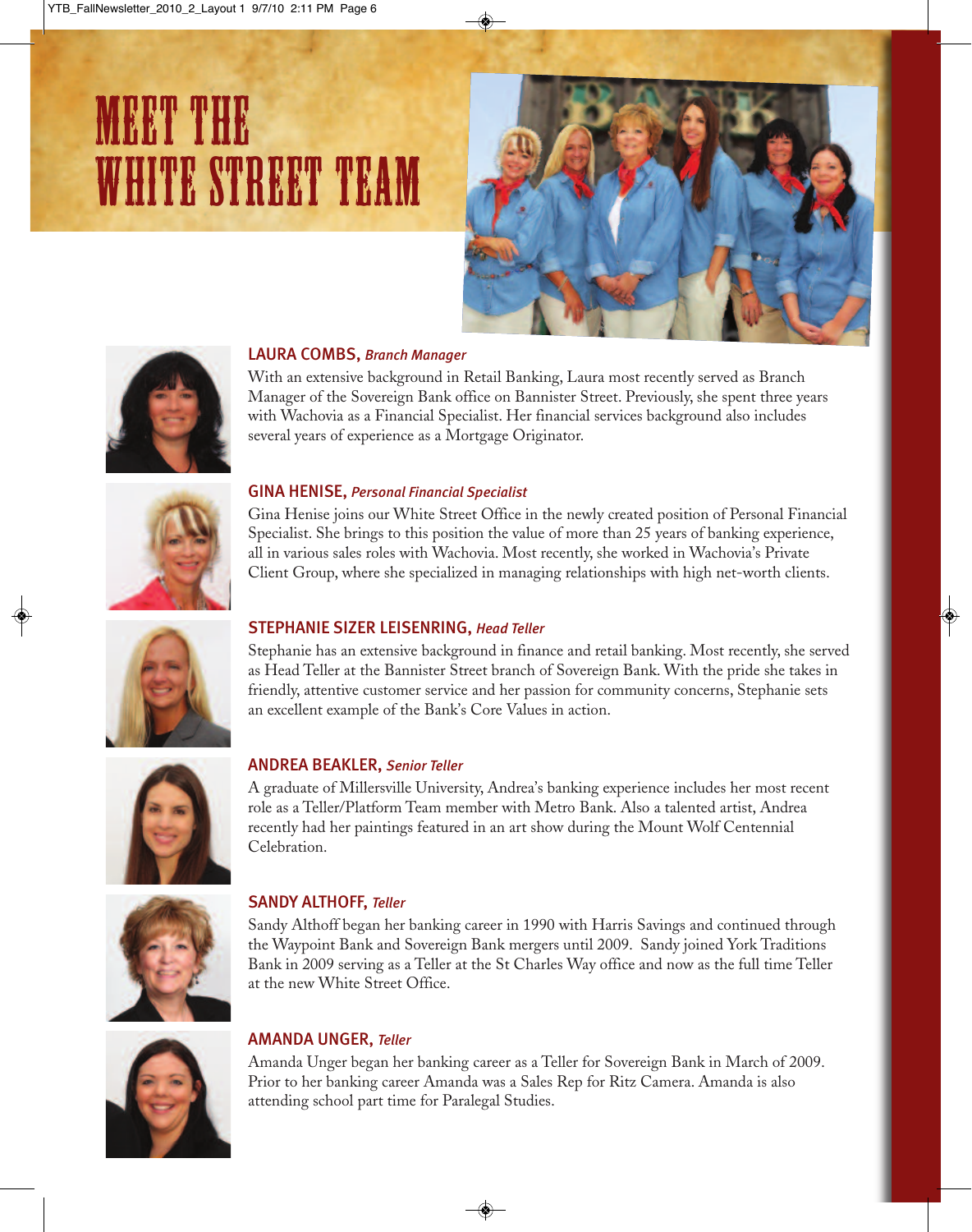# MEET THE WHITE STREET TEAM

**LAURA COMBS,** *Branch Manager*

With an extensive background in Retail Banking, Laura most recently served as Branch Manager of the Sovereign Bank office on Bannister Street. Previously, she spent three years with Wachovia as a Financial Specialist. Her financial services background also includes several years of experience as a Mortgage Originator.

**GINA HENISE,** *Personal Financial Specialist*

Gina Henise joins our White Street Office in the newly created position of Personal Financial Specialist. She brings to this position the value of more than 25 years of banking experience, all in various sales roles with Wachovia. Most recently, she worked in Wachovia's Private Client Group, where she specialized in managing relationships with high net-worth clients.

**STEPHANIE SIZER LEISENRING,** *Head Teller*

Stephanie has an extensive background in finance and retail banking. Most recently, she served as Head Teller at the Bannister Street branch of Sovereign Bank. With the pride she takes in friendly, attentive customer service and her passion for community concerns, Stephanie sets an excellent example of the Bank's Core Values in action.

**ANDREA BEAKLER,** *Senior Teller*

A graduate of Millersville University, Andrea's banking experience includes her most recent role as a Teller/Platform Team member with Metro Bank. Also a talented artist, Andrea recently had her paintings featured in an art show during the Mount Wolf Centennial Celebration.

**SANDY ALTHOFF,** *Teller*

Sandy Althoff began her banking career in 1990 with Harris Savings and continued through the Waypoint Bank and Sovereign Bank mergers until 2009. Sandy joined York Traditions Bank in 2009 serving as a Teller at the St Charles Way office and now as the full time Teller at the new White Street Office.

**AMANDA UNGER,** *Teller*

Amanda Unger began her banking career as a Teller for Sovereign Bank in March of 2009. Prior to her banking career Amanda was a Sales Rep for Ritz Camera. Amanda is also attending school part time for Paralegal Studies.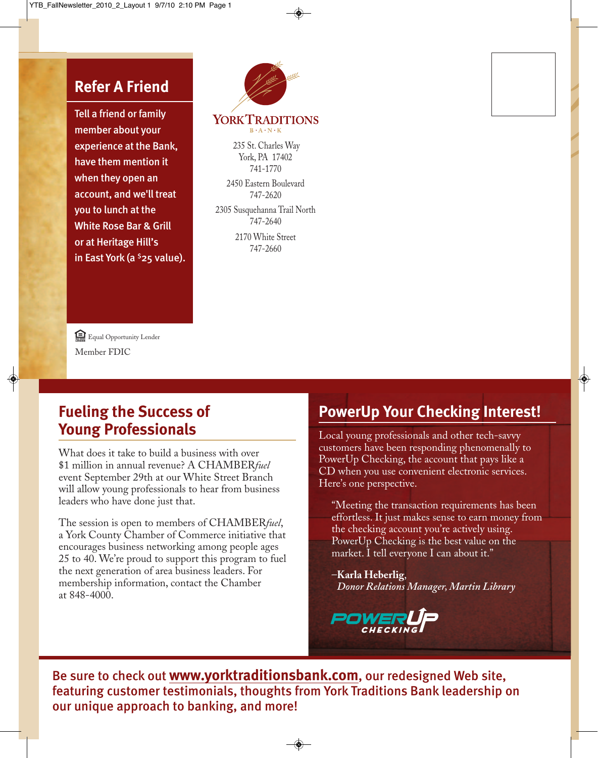## Refer A Friend

Tell a friend or family member about your experience at the Bank, have them mention it when they open an account, and we'll treat you to lunch at the White Rose Bar & Grill or at Heritage Hill's in East York (a $25 value).

YORK TRADITIONS
B·A·N·K

235 St. Charles Way
York, PA 17402
741-1770

2450 Eastern Boulevard
747-2620

2305 Susquehanna Trail North
747-2640

2170 White Street
747-2660

Equal Opportunity Lender

Member FDIC

## Fueling the Success of Young Professionals

What does it take to build a business with over $1 million in annual revenue? A CHAMBER*fuel* event September 29th at our White Street Branch will allow young professionals to hear from business leaders who have done just that.

The session is open to members of CHAMBER*fuel*, a York County Chamber of Commerce initiative that encourages business networking among people ages 25 to 40. We're proud to support this program to fuel the next generation of area business leaders. For membership information, contact the Chamber at 848-4000.

## PowerUp Your Checking Interest!

Local young professionals and other tech-savvy customers have been responding phenomenally to PowerUp Checking, the account that pays like a CD when you use convenient electronic services. Here's one perspective.

> "Meeting the transaction requirements has been effortless. It just makes sense to earn money from the checking account you're actively using. PowerUp Checking is the best value on the market. I tell everyone I can about it."
>
> –**Karla Heberlig**, *Donor Relations Manager, Martin Library*

POWERUP CHECKING

**Be sure to check out www.yorktraditionsbank.com, our redesigned Web site, featuring customer testimonials, thoughts from York Traditions Bank leadership on our unique approach to banking, and more!**